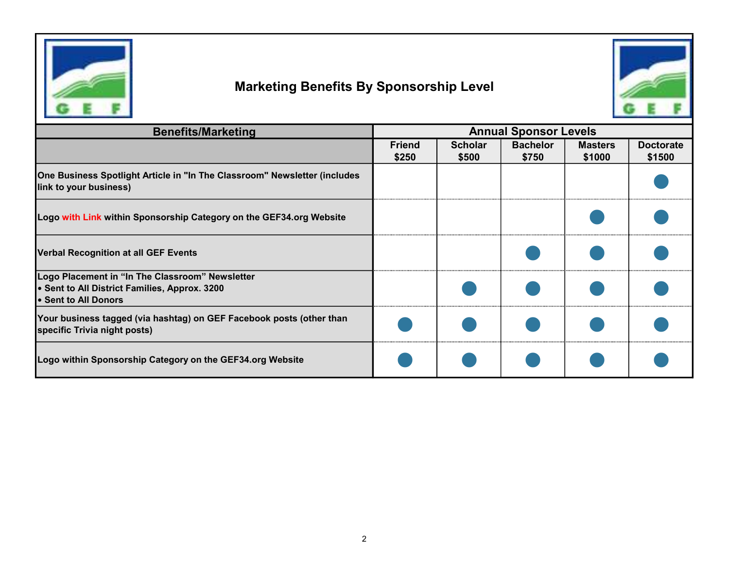# Marketing Benefits By Sponsorship Level

| Benefits/Marketing | Annual Sponsor Levels | | | | |
|---|---|---|---|---|---|
| | Friend $250 | Scholar $500 | Bachelor $750 | Masters $1000 | Doctorate $1500 |
| One Business Spotlight Article in "In The Classroom" Newsletter (includes link to your business) | | | | | ● |
| Logo with Link within Sponsorship Category on the GEF34.org Website | | | | ● | ● |
| Verbal Recognition at all GEF Events | | | ● | ● | ● |
| Logo Placement in "In The Classroom" Newsletter<br>• Sent to All District Families, Approx. 3200<br>• Sent to All Donors | | ● | ● | ● | ● |
| Your business tagged (via hashtag) on GEF Facebook posts (other than specific Trivia night posts) | ● | ● | ● | ● | ● |
| Logo within Sponsorship Category on the GEF34.org Website | ● | ● | ● | ● | ● |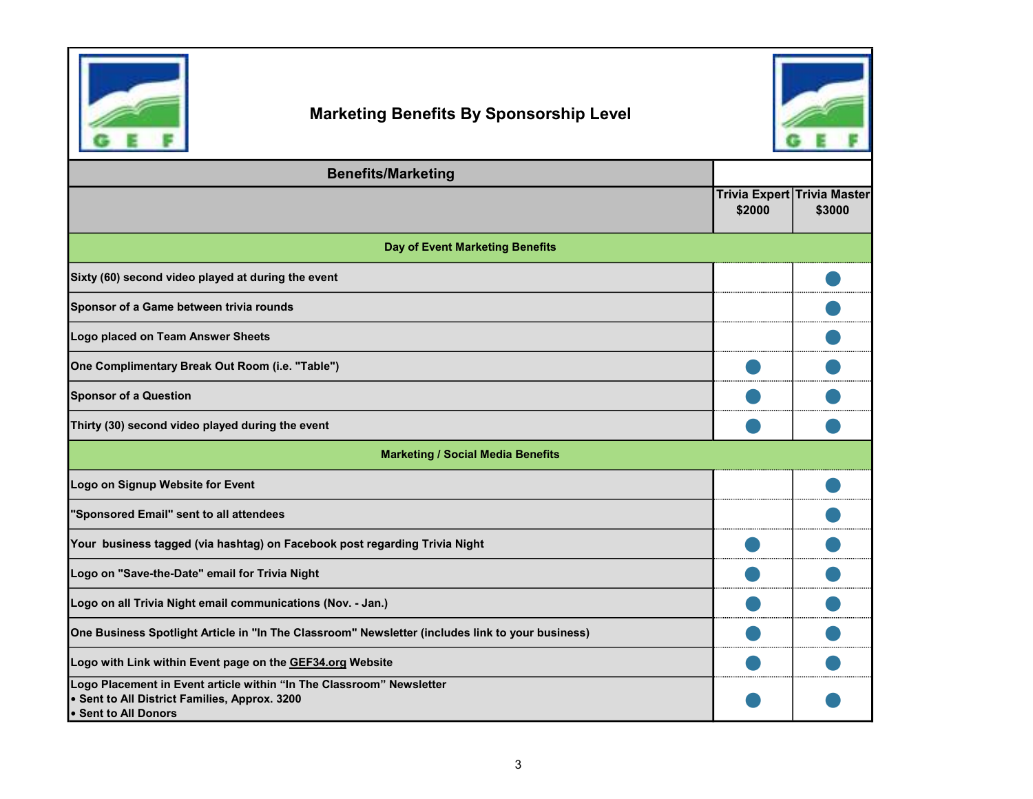# Marketing Benefits By Sponsorship Level

| Benefits/Marketing | Trivia Expert $2000 | Trivia Master $3000 |
|---|---|---|
| **Day of Event Marketing Benefits** | | |
| Sixty (60) second video played at during the event | | ● |
| Sponsor of a Game between trivia rounds | | ● |
| Logo placed on Team Answer Sheets | | ● |
| One Complimentary Break Out Room (i.e. "Table") | ● | ● |
| Sponsor of a Question | ● | ● |
| Thirty (30) second video played during the event | ● | ● |
| **Marketing / Social Media Benefits** | | |
| Logo on Signup Website for Event | | ● |
| "Sponsored Email" sent to all attendees | | ● |
| Your business tagged (via hashtag) on Facebook post regarding Trivia Night | ● | ● |
| Logo on "Save-the-Date" email for Trivia Night | ● | ● |
| Logo on all Trivia Night email communications (Nov. - Jan.) | ● | ● |
| One Business Spotlight Article in "In The Classroom" Newsletter (includes link to your business) | ● | ● |
| Logo with Link within Event page on the GEF34.org Website | ● | ● |
| Logo Placement in Event article within "In The Classroom" Newsletter<br>• Sent to All District Families, Approx. 3200<br>• Sent to All Donors | ● | ● |